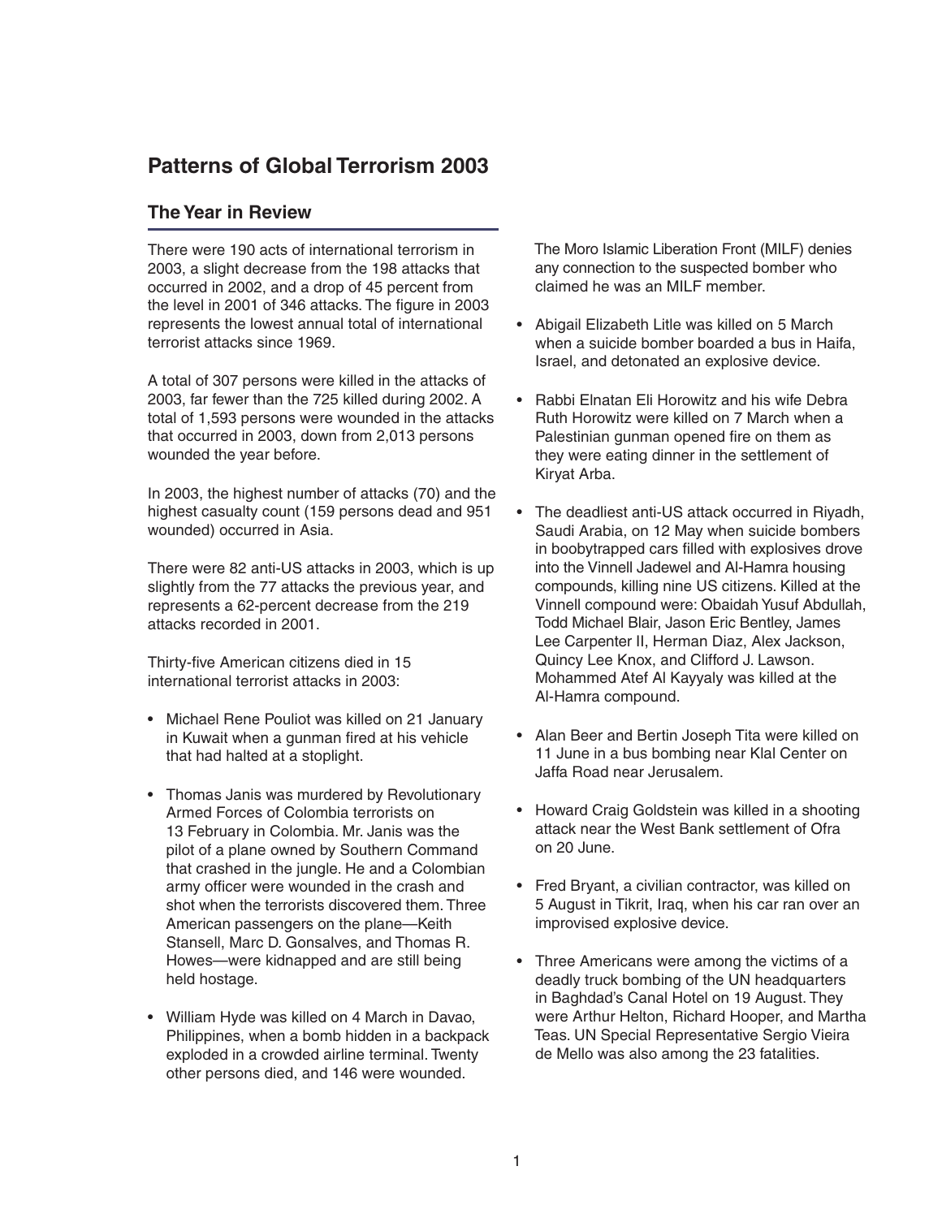# Patterns of Global Terrorism 2003

## The Year in Review

There were 190 acts of international terrorism in 2003, a slight decrease from the 198 attacks that occurred in 2002, and a drop of 45 percent from the level in 2001 of 346 attacks. The figure in 2003 represents the lowest annual total of international terrorist attacks since 1969.

A total of 307 persons were killed in the attacks of 2003, far fewer than the 725 killed during 2002. A total of 1,593 persons were wounded in the attacks that occurred in 2003, down from 2,013 persons wounded the year before.

In 2003, the highest number of attacks (70) and the highest casualty count (159 persons dead and 951 wounded) occurred in Asia.

There were 82 anti-US attacks in 2003, which is up slightly from the 77 attacks the previous year, and represents a 62-percent decrease from the 219 attacks recorded in 2001.

Thirty-five American citizens died in 15 international terrorist attacks in 2003:

- Michael Rene Pouliot was killed on 21 January in Kuwait when a gunman fired at his vehicle that had halted at a stoplight.
- Thomas Janis was murdered by Revolutionary Armed Forces of Colombia terrorists on 13 February in Colombia. Mr. Janis was the pilot of a plane owned by Southern Command that crashed in the jungle. He and a Colombian army officer were wounded in the crash and shot when the terrorists discovered them. Three American passengers on the plane—Keith Stansell, Marc D. Gonsalves, and Thomas R. Howes—were kidnapped and are still being held hostage.
- William Hyde was killed on 4 March in Davao, Philippines, when a bomb hidden in a backpack exploded in a crowded airline terminal. Twenty other persons died, and 146 were wounded. The Moro Islamic Liberation Front (MILF) denies any connection to the suspected bomber who claimed he was an MILF member.
- Abigail Elizabeth Litle was killed on 5 March when a suicide bomber boarded a bus in Haifa, Israel, and detonated an explosive device.
- Rabbi Elnatan Eli Horowitz and his wife Debra Ruth Horowitz were killed on 7 March when a Palestinian gunman opened fire on them as they were eating dinner in the settlement of Kiryat Arba.
- The deadliest anti-US attack occurred in Riyadh, Saudi Arabia, on 12 May when suicide bombers in boobytrapped cars filled with explosives drove into the Vinnell Jadewel and Al-Hamra housing compounds, killing nine US citizens. Killed at the Vinnell compound were: Obaidah Yusuf Abdullah, Todd Michael Blair, Jason Eric Bentley, James Lee Carpenter II, Herman Diaz, Alex Jackson, Quincy Lee Knox, and Clifford J. Lawson. Mohammed Atef Al Kayyaly was killed at the Al-Hamra compound.
- Alan Beer and Bertin Joseph Tita were killed on 11 June in a bus bombing near Klal Center on Jaffa Road near Jerusalem.
- Howard Craig Goldstein was killed in a shooting attack near the West Bank settlement of Ofra on 20 June.
- Fred Bryant, a civilian contractor, was killed on 5 August in Tikrit, Iraq, when his car ran over an improvised explosive device.
- Three Americans were among the victims of a deadly truck bombing of the UN headquarters in Baghdad's Canal Hotel on 19 August. They were Arthur Helton, Richard Hooper, and Martha Teas. UN Special Representative Sergio Vieira de Mello was also among the 23 fatalities.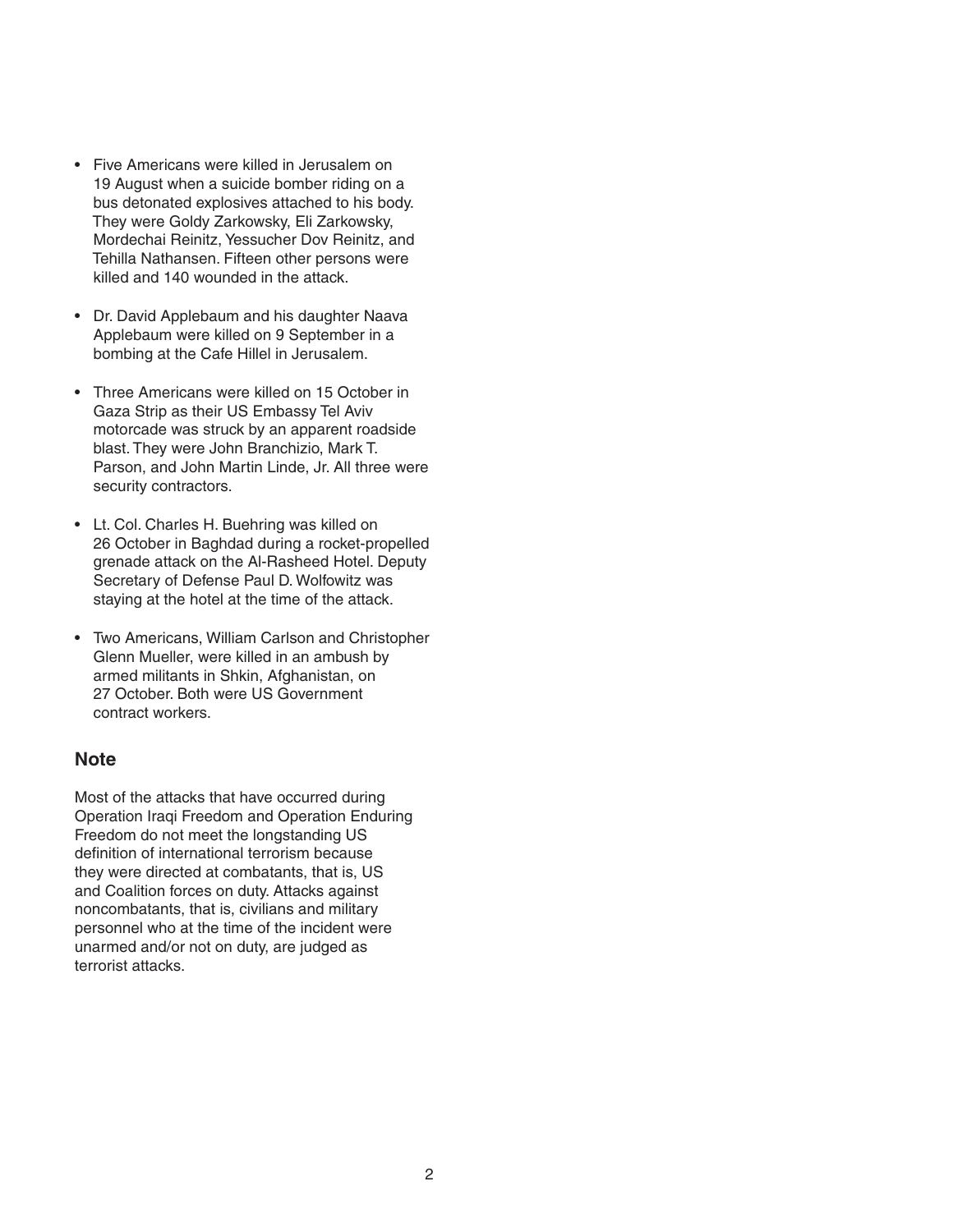- Five Americans were killed in Jerusalem on 19 August when a suicide bomber riding on a bus detonated explosives attached to his body. They were Goldy Zarkowsky, Eli Zarkowsky, Mordechai Reinitz, Yessucher Dov Reinitz, and Tehilla Nathansen. Fifteen other persons were killed and 140 wounded in the attack.

- Dr. David Applebaum and his daughter Naava Applebaum were killed on 9 September in a bombing at the Cafe Hillel in Jerusalem.

- Three Americans were killed on 15 October in Gaza Strip as their US Embassy Tel Aviv motorcade was struck by an apparent roadside blast. They were John Branchizio, Mark T. Parson, and John Martin Linde, Jr. All three were security contractors.

- Lt. Col. Charles H. Buehring was killed on 26 October in Baghdad during a rocket-propelled grenade attack on the Al-Rasheed Hotel. Deputy Secretary of Defense Paul D. Wolfowitz was staying at the hotel at the time of the attack.

- Two Americans, William Carlson and Christopher Glenn Mueller, were killed in an ambush by armed militants in Shkin, Afghanistan, on 27 October. Both were US Government contract workers.

## Note

Most of the attacks that have occurred during Operation Iraqi Freedom and Operation Enduring Freedom do not meet the longstanding US definition of international terrorism because they were directed at combatants, that is, US and Coalition forces on duty. Attacks against noncombatants, that is, civilians and military personnel who at the time of the incident were unarmed and/or not on duty, are judged as terrorist attacks.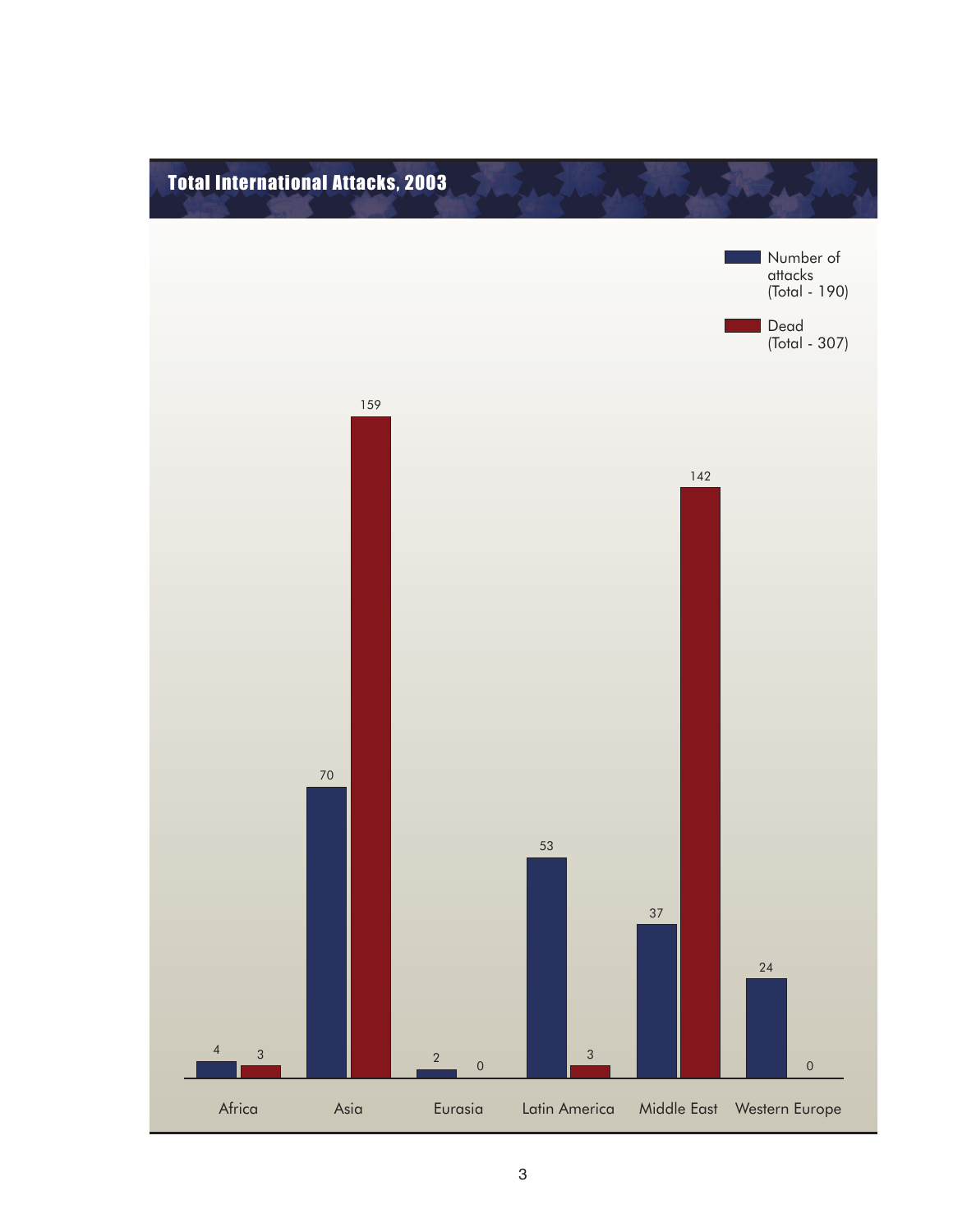## Total International Attacks, 2003

| Region | Number of attacks (Total - 190) | Dead (Total - 307) |
| --- | --- | --- |
| Africa | 4 | 3 |
| Asia | 70 | 159 |
| Eurasia | 2 | 0 |
| Latin America | 53 | 3 |
| Middle East | 37 | 142 |
| Western Europe | 24 | 0 |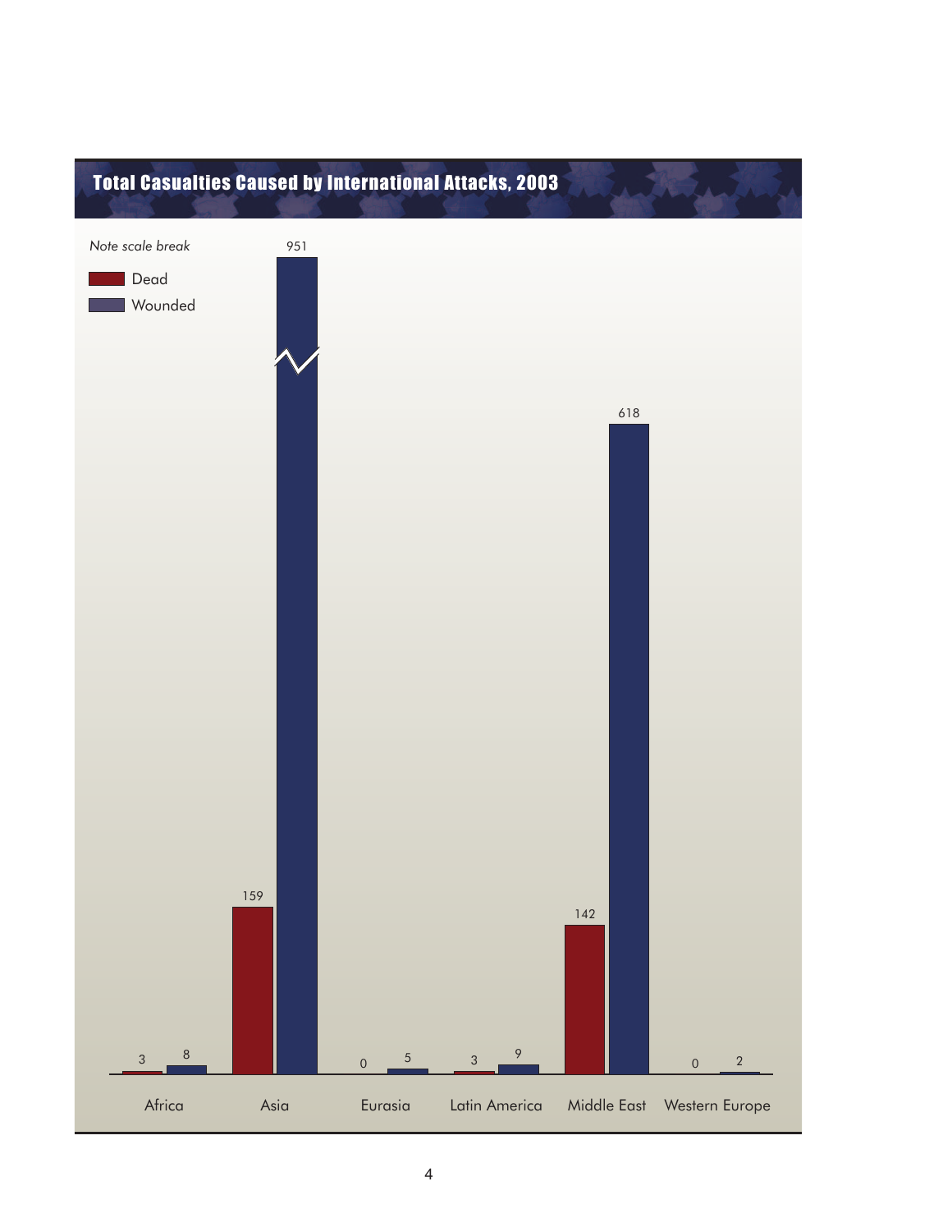## Total Casualties Caused by International Attacks, 2003

*Note scale break*

| Region | Dead | Wounded |
|---|---|---|
| Africa | 3 | 8 |
| Asia | 159 | 951 |
| Eurasia | 0 | 5 |
| Latin America | 3 | 9 |
| Middle East | 142 | 618 |
| Western Europe | 0 | 2 |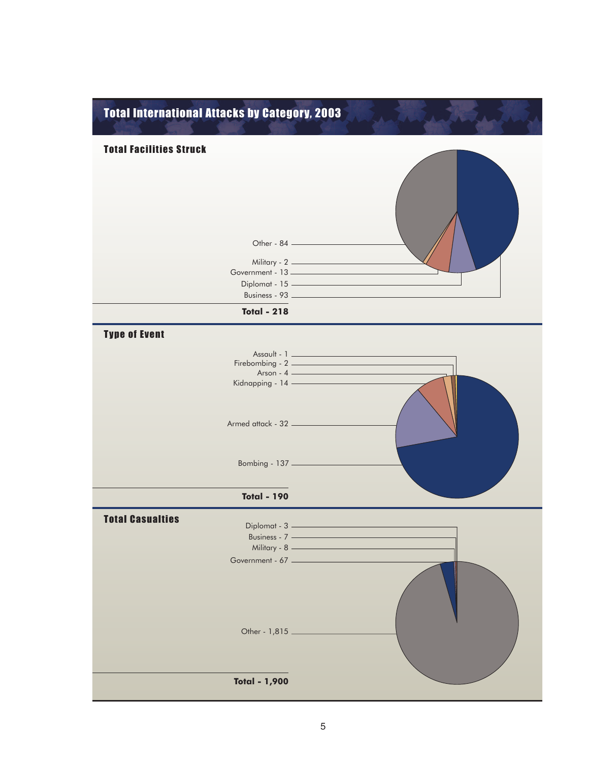# Total International Attacks by Category, 2003

## Total Facilities Struck

Other - 84

Military - 2

Government - 13

Diplomat - 15

Business - 93

**Total - 218**

## Type of Event

Assault - 1

Firebombing - 2

Arson - 4

Kidnapping - 14

Armed attack - 32

Bombing - 137

**Total - 190**

## Total Casualties

Diplomat - 3

Business - 7

Military - 8

Government - 67

Other - 1,815

**Total - 1,900**